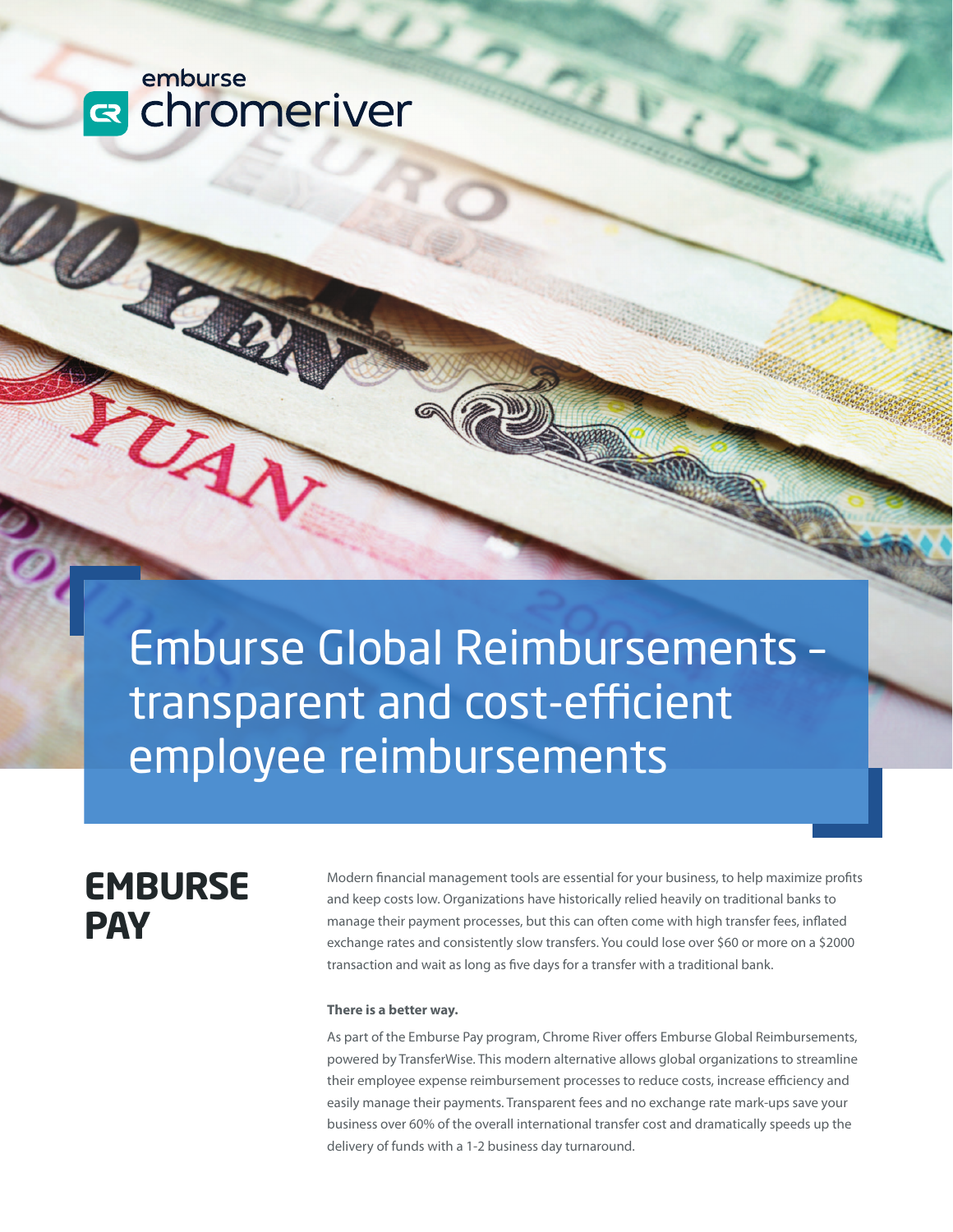emburse chromeriver

# Emburse Global Reimbursements – transparent and cost-efficient employee reimbursements

## EMBURSE PAY

Modern financial management tools are essential for your business, to help maximize profits and keep costs low. Organizations have historically relied heavily on traditional banks to manage their payment processes, but this can often come with high transfer fees, inflated exchange rates and consistently slow transfers. You could lose over $60 or more on a $2000 transaction and wait as long as five days for a transfer with a traditional bank.

**There is a better way.**

As part of the Emburse Pay program, Chrome River offers Emburse Global Reimbursements, powered by TransferWise. This modern alternative allows global organizations to streamline their employee expense reimbursement processes to reduce costs, increase efficiency and easily manage their payments. Transparent fees and no exchange rate mark-ups save your business over 60% of the overall international transfer cost and dramatically speeds up the delivery of funds with a 1-2 business day turnaround.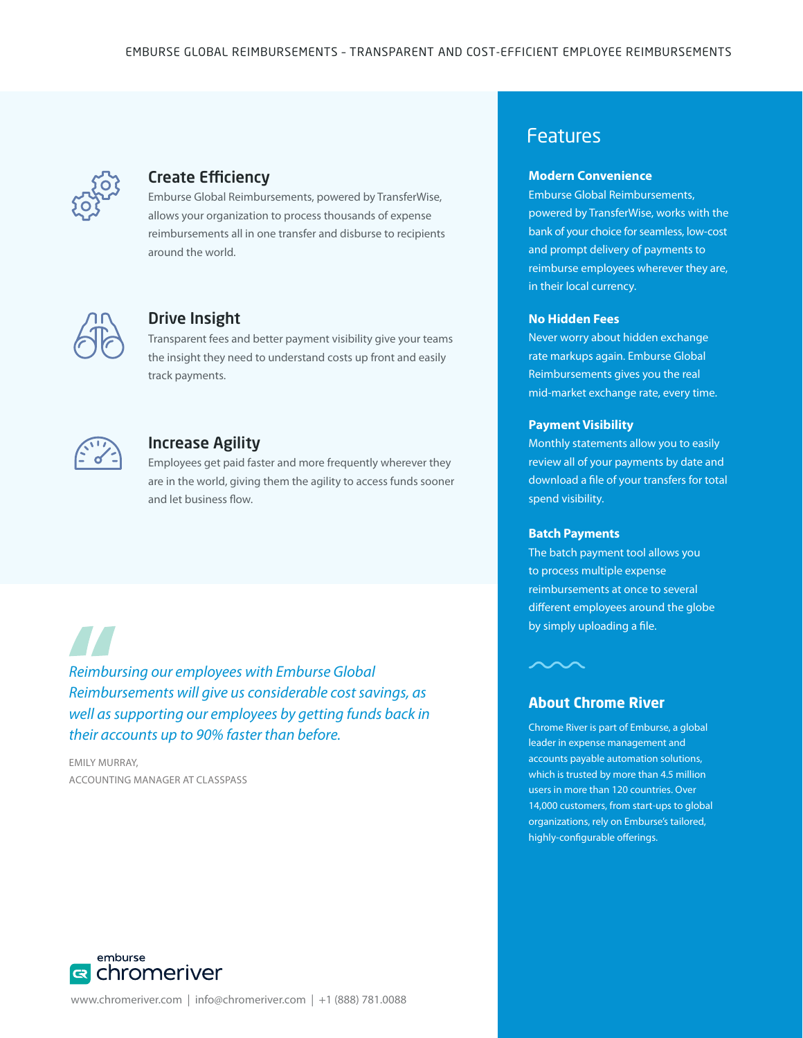## Create Efficiency

Emburse Global Reimbursements, powered by TransferWise, allows your organization to process thousands of expense reimbursements all in one transfer and disburse to recipients around the world.

## Drive Insight

Transparent fees and better payment visibility give your teams the insight they need to understand costs up front and easily track payments.

## Increase Agility

Employees get paid faster and more frequently wherever they are in the world, giving them the agility to access funds sooner and let business flow.

> *Reimbursing our employees with Emburse Global Reimbursements will give us considerable cost savings, as well as supporting our employees by getting funds back in their accounts up to 90% faster than before.*

EMILY MURRAY,
ACCOUNTING MANAGER AT CLASSPASS

# Features

**Modern Convenience**

Emburse Global Reimbursements, powered by TransferWise, works with the bank of your choice for seamless, low-cost and prompt delivery of payments to reimburse employees wherever they are, in their local currency.

**No Hidden Fees**

Never worry about hidden exchange rate markups again. Emburse Global Reimbursements gives you the real mid-market exchange rate, every time.

**Payment Visibility**

Monthly statements allow you to easily review all of your payments by date and download a file of your transfers for total spend visibility.

**Batch Payments**

The batch payment tool allows you to process multiple expense reimbursements at once to several different employees around the globe by simply uploading a file.

## About Chrome River

Chrome River is part of Emburse, a global leader in expense management and accounts payable automation solutions, which is trusted by more than 4.5 million users in more than 120 countries. Over 14,000 customers, from start-ups to global organizations, rely on Emburse's tailored, highly-configurable offerings.

emburse chromeriver

www.chromeriver.com | info@chromeriver.com | +1 (888) 781.0088